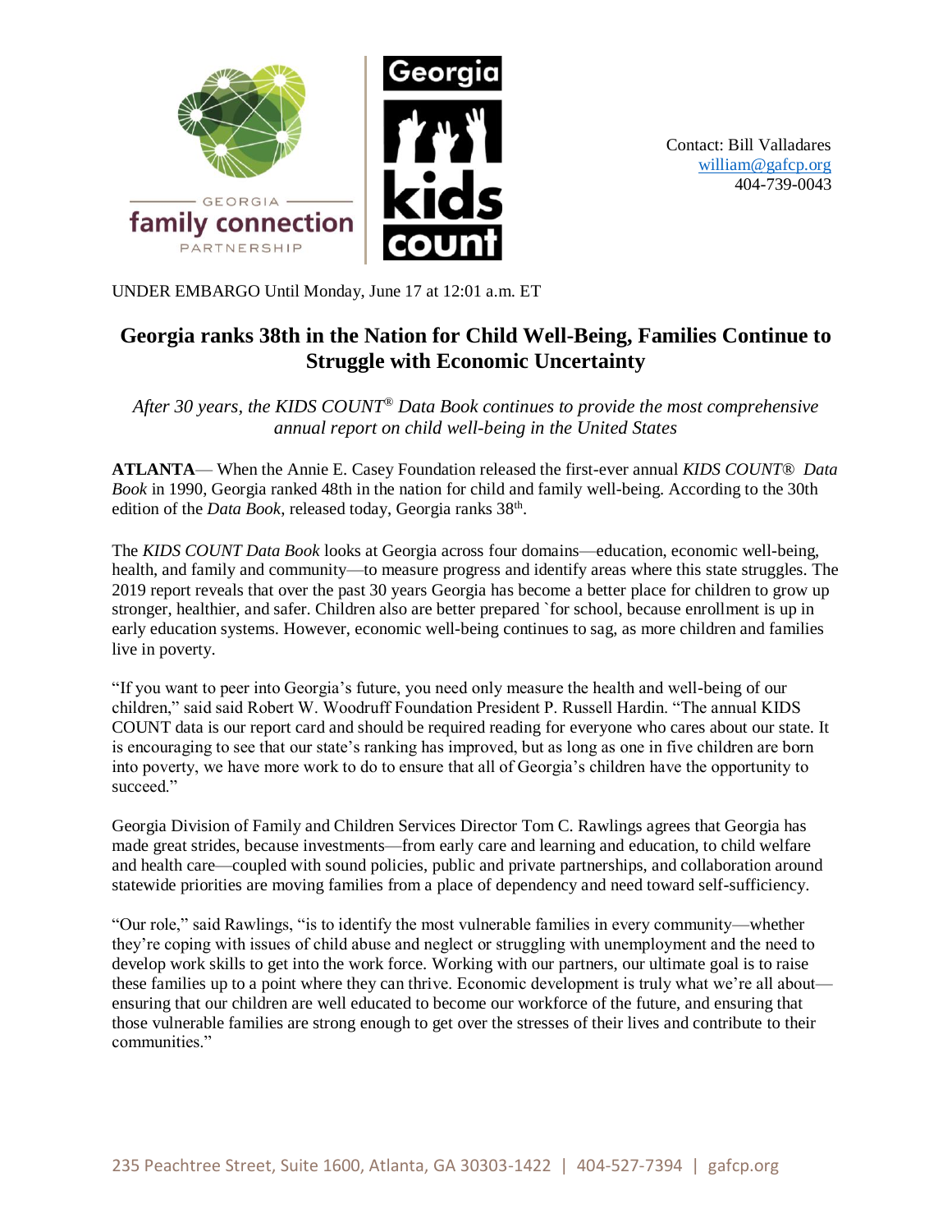Contact: Bill Valladares
william@gafcp.org
404-739-0043

UNDER EMBARGO Until Monday, June 17 at 12:01 a.m. ET

# Georgia ranks 38th in the Nation for Child Well-Being, Families Continue to Struggle with Economic Uncertainty

*After 30 years, the KIDS COUNT® Data Book continues to provide the most comprehensive annual report on child well-being in the United States*

**ATLANTA**— When the Annie E. Casey Foundation released the first-ever annual *KIDS COUNT® Data Book* in 1990, Georgia ranked 48th in the nation for child and family well-being. According to the 30th edition of the *Data Book*, released today, Georgia ranks 38th.

The *KIDS COUNT Data Book* looks at Georgia across four domains—education, economic well-being, health, and family and community—to measure progress and identify areas where this state struggles. The 2019 report reveals that over the past 30 years Georgia has become a better place for children to grow up stronger, healthier, and safer. Children also are better prepared `for school, because enrollment is up in early education systems. However, economic well-being continues to sag, as more children and families live in poverty.

"If you want to peer into Georgia's future, you need only measure the health and well-being of our children," said said Robert W. Woodruff Foundation President P. Russell Hardin. "The annual KIDS COUNT data is our report card and should be required reading for everyone who cares about our state. It is encouraging to see that our state's ranking has improved, but as long as one in five children are born into poverty, we have more work to do to ensure that all of Georgia's children have the opportunity to succeed."

Georgia Division of Family and Children Services Director Tom C. Rawlings agrees that Georgia has made great strides, because investments—from early care and learning and education, to child welfare and health care—coupled with sound policies, public and private partnerships, and collaboration around statewide priorities are moving families from a place of dependency and need toward self-sufficiency.

"Our role," said Rawlings, "is to identify the most vulnerable families in every community—whether they're coping with issues of child abuse and neglect or struggling with unemployment and the need to develop work skills to get into the work force. Working with our partners, our ultimate goal is to raise these families up to a point where they can thrive. Economic development is truly what we're all about—ensuring that our children are well educated to become our workforce of the future, and ensuring that those vulnerable families are strong enough to get over the stresses of their lives and contribute to their communities."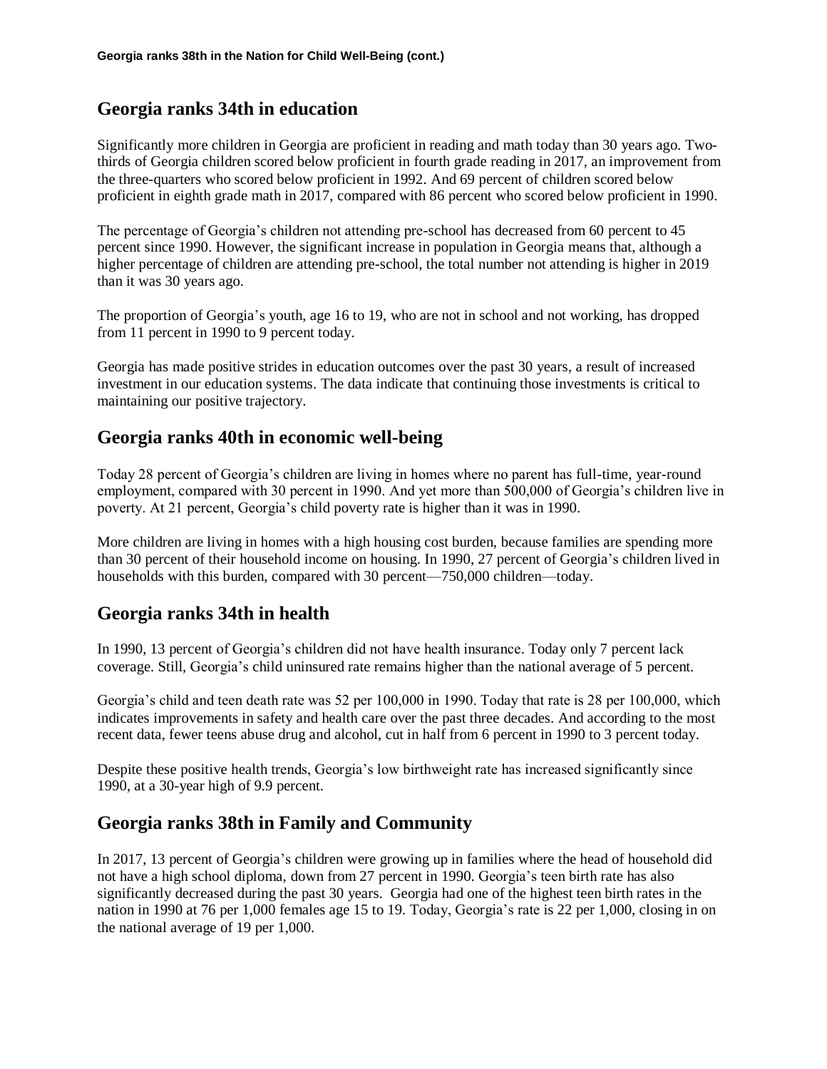## Georgia ranks 34th in education

Significantly more children in Georgia are proficient in reading and math today than 30 years ago. Two-thirds of Georgia children scored below proficient in fourth grade reading in 2017, an improvement from the three-quarters who scored below proficient in 1992. And 69 percent of children scored below proficient in eighth grade math in 2017, compared with 86 percent who scored below proficient in 1990.

The percentage of Georgia's children not attending pre-school has decreased from 60 percent to 45 percent since 1990. However, the significant increase in population in Georgia means that, although a higher percentage of children are attending pre-school, the total number not attending is higher in 2019 than it was 30 years ago.

The proportion of Georgia's youth, age 16 to 19, who are not in school and not working, has dropped from 11 percent in 1990 to 9 percent today.

Georgia has made positive strides in education outcomes over the past 30 years, a result of increased investment in our education systems. The data indicate that continuing those investments is critical to maintaining our positive trajectory.

## Georgia ranks 40th in economic well-being

Today 28 percent of Georgia's children are living in homes where no parent has full-time, year-round employment, compared with 30 percent in 1990. And yet more than 500,000 of Georgia's children live in poverty. At 21 percent, Georgia's child poverty rate is higher than it was in 1990.

More children are living in homes with a high housing cost burden, because families are spending more than 30 percent of their household income on housing. In 1990, 27 percent of Georgia's children lived in households with this burden, compared with 30 percent—750,000 children—today.

## Georgia ranks 34th in health

In 1990, 13 percent of Georgia's children did not have health insurance. Today only 7 percent lack coverage. Still, Georgia's child uninsured rate remains higher than the national average of 5 percent.

Georgia's child and teen death rate was 52 per 100,000 in 1990. Today that rate is 28 per 100,000, which indicates improvements in safety and health care over the past three decades. And according to the most recent data, fewer teens abuse drug and alcohol, cut in half from 6 percent in 1990 to 3 percent today.

Despite these positive health trends, Georgia's low birthweight rate has increased significantly since 1990, at a 30-year high of 9.9 percent.

## Georgia ranks 38th in Family and Community

In 2017, 13 percent of Georgia's children were growing up in families where the head of household did not have a high school diploma, down from 27 percent in 1990. Georgia's teen birth rate has also significantly decreased during the past 30 years. Georgia had one of the highest teen birth rates in the nation in 1990 at 76 per 1,000 females age 15 to 19. Today, Georgia's rate is 22 per 1,000, closing in on the national average of 19 per 1,000.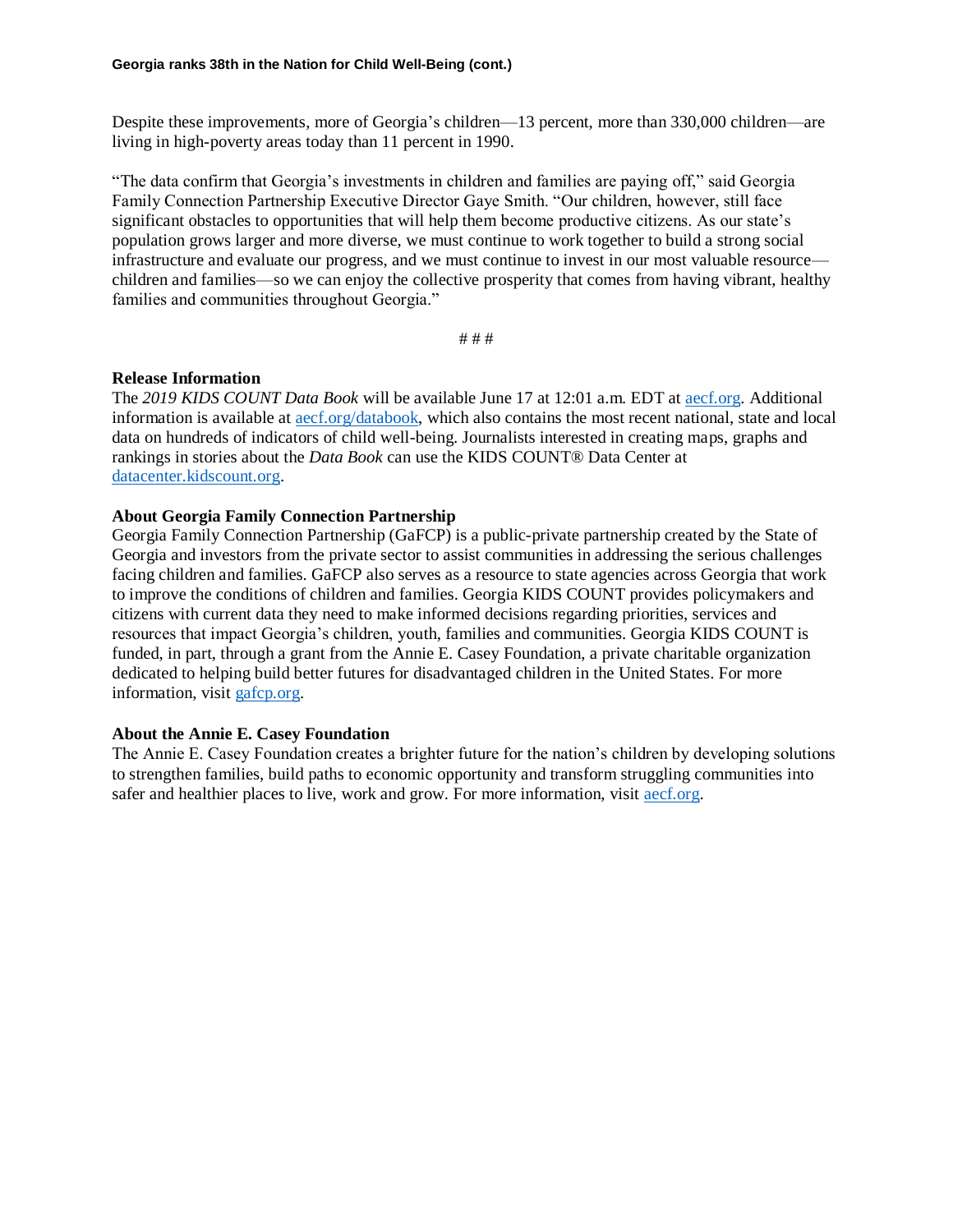Despite these improvements, more of Georgia's children—13 percent, more than 330,000 children—are living in high-poverty areas today than 11 percent in 1990.

"The data confirm that Georgia's investments in children and families are paying off," said Georgia Family Connection Partnership Executive Director Gaye Smith. "Our children, however, still face significant obstacles to opportunities that will help them become productive citizens. As our state's population grows larger and more diverse, we must continue to work together to build a strong social infrastructure and evaluate our progress, and we must continue to invest in our most valuable resource—children and families—so we can enjoy the collective prosperity that comes from having vibrant, healthy families and communities throughout Georgia."

# # #

**Release Information**

The *2019 KIDS COUNT Data Book* will be available June 17 at 12:01 a.m. EDT at aecf.org. Additional information is available at aecf.org/databook, which also contains the most recent national, state and local data on hundreds of indicators of child well-being. Journalists interested in creating maps, graphs and rankings in stories about the *Data Book* can use the KIDS COUNT® Data Center at datacenter.kidscount.org.

**About Georgia Family Connection Partnership**

Georgia Family Connection Partnership (GaFCP) is a public-private partnership created by the State of Georgia and investors from the private sector to assist communities in addressing the serious challenges facing children and families. GaFCP also serves as a resource to state agencies across Georgia that work to improve the conditions of children and families. Georgia KIDS COUNT provides policymakers and citizens with current data they need to make informed decisions regarding priorities, services and resources that impact Georgia's children, youth, families and communities. Georgia KIDS COUNT is funded, in part, through a grant from the Annie E. Casey Foundation, a private charitable organization dedicated to helping build better futures for disadvantaged children in the United States. For more information, visit gafcp.org.

**About the Annie E. Casey Foundation**

The Annie E. Casey Foundation creates a brighter future for the nation's children by developing solutions to strengthen families, build paths to economic opportunity and transform struggling communities into safer and healthier places to live, work and grow. For more information, visit aecf.org.